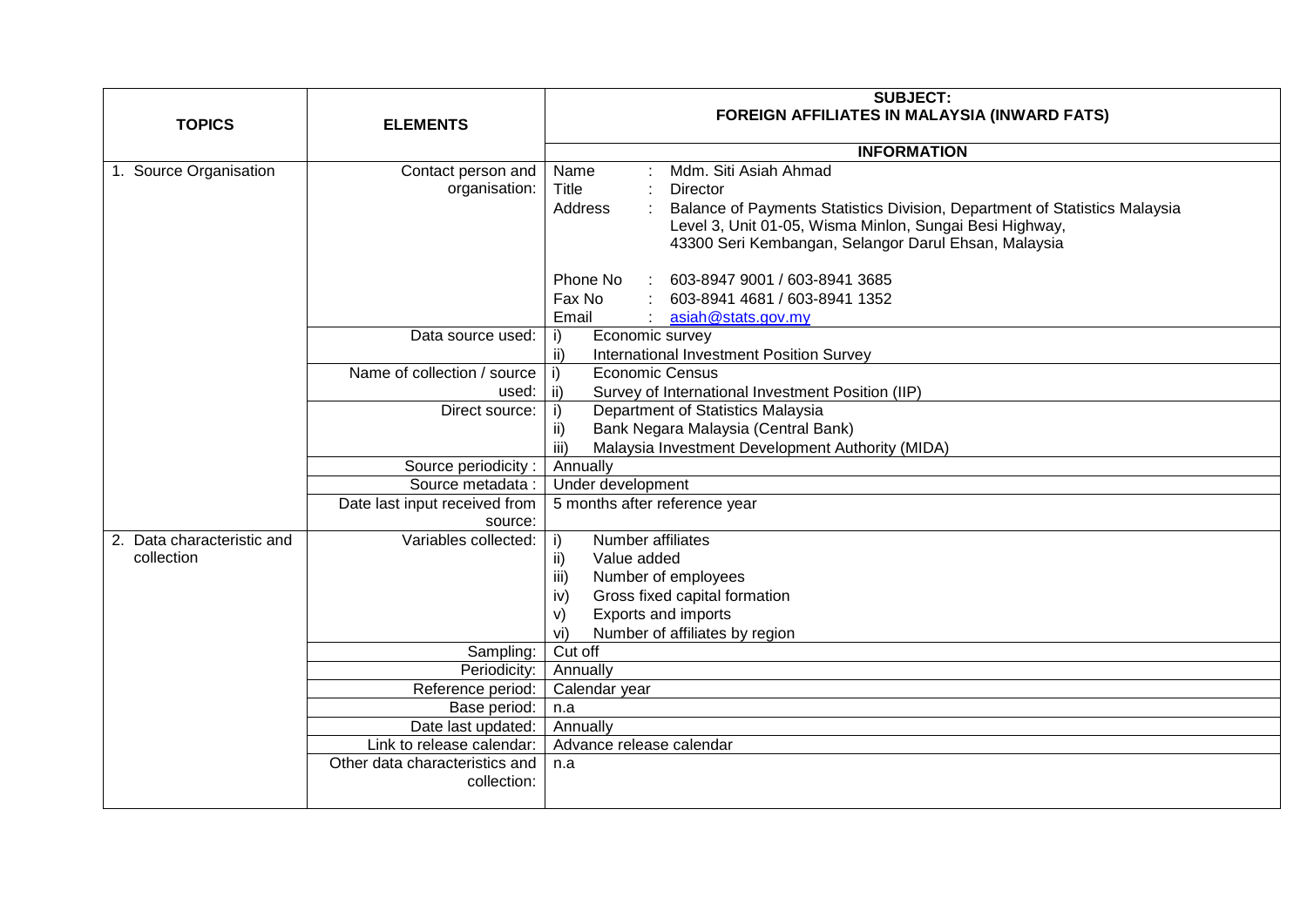| TOPICS | ELEMENTS | SUBJECT: FOREIGN AFFILIATES IN MALAYSIA (INWARD FATS) |
|---|---|---|
| | | **INFORMATION** |
| 1. Source Organisation | Contact person and organisation: | Name : Mdm. Siti Asiah Ahmad<br>Title : Director<br>Address : Balance of Payments Statistics Division, Department of Statistics Malaysia Level 3, Unit 01-05, Wisma Minlon, Sungai Besi Highway, 43300 Seri Kembangan, Selangor Darul Ehsan, Malaysia<br><br>Phone No : 603-8947 9001 / 603-8941 3685<br>Fax No : 603-8941 4681 / 603-8941 1352<br>Email : asiah@stats.gov.my |
| | Data source used: | i) Economic survey<br>ii) International Investment Position Survey |
| | Name of collection / source used: | i) Economic Census<br>ii) Survey of International Investment Position (IIP) |
| | Direct source: | i) Department of Statistics Malaysia<br>ii) Bank Negara Malaysia (Central Bank)<br>iii) Malaysia Investment Development Authority (MIDA) |
| | Source periodicity : | Annually |
| | Source metadata : | Under development |
| | Date last input received from source: | 5 months after reference year |
| 2. Data characteristic and collection | Variables collected: | i) Number affiliates<br>ii) Value added<br>iii) Number of employees<br>iv) Gross fixed capital formation<br>v) Exports and imports<br>vi) Number of affiliates by region |
| | Sampling: | Cut off |
| | Periodicity: | Annually |
| | Reference period: | Calendar year |
| | Base period: | n.a |
| | Date last updated: | Annually |
| | Link to release calendar: | Advance release calendar |
| | Other data characteristics and collection: | n.a |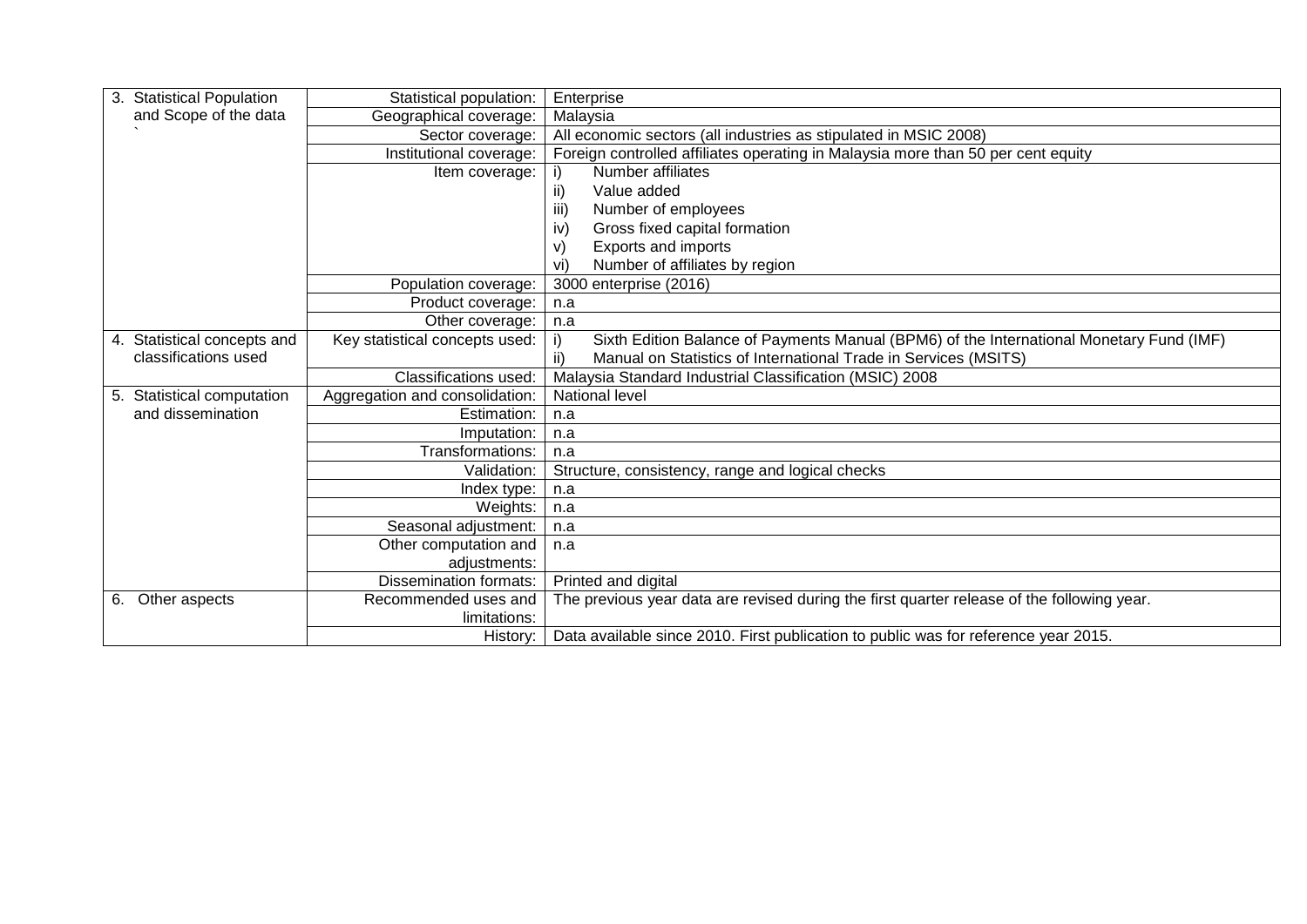| | | |
|---|---|---|
| 3. Statistical Population and Scope of the data ` | Statistical population: | Enterprise |
| | Geographical coverage: | Malaysia |
| | Sector coverage: | All economic sectors (all industries as stipulated in MSIC 2008) |
| | Institutional coverage: | Foreign controlled affiliates operating in Malaysia more than 50 per cent equity |
| | Item coverage: | i) Number affiliates<br>ii) Value added<br>iii) Number of employees<br>iv) Gross fixed capital formation<br>v) Exports and imports<br>vi) Number of affiliates by region |
| | Population coverage: | 3000 enterprise (2016) |
| | Product coverage: | n.a |
| | Other coverage: | n.a |
| 4. Statistical concepts and classifications used | Key statistical concepts used: | i) Sixth Edition Balance of Payments Manual (BPM6) of the International Monetary Fund (IMF)<br>ii) Manual on Statistics of International Trade in Services (MSITS) |
| | Classifications used: | Malaysia Standard Industrial Classification (MSIC) 2008 |
| 5. Statistical computation and dissemination | Aggregation and consolidation: | National level |
| | Estimation: | n.a |
| | Imputation: | n.a |
| | Transformations: | n.a |
| | Validation: | Structure, consistency, range and logical checks |
| | Index type: | n.a |
| | Weights: | n.a |
| | Seasonal adjustment: | n.a |
| | Other computation and adjustments: | n.a |
| | Dissemination formats: | Printed and digital |
| 6. Other aspects | Recommended uses and limitations: | The previous year data are revised during the first quarter release of the following year. |
| | History: | Data available since 2010. First publication to public was for reference year 2015. |